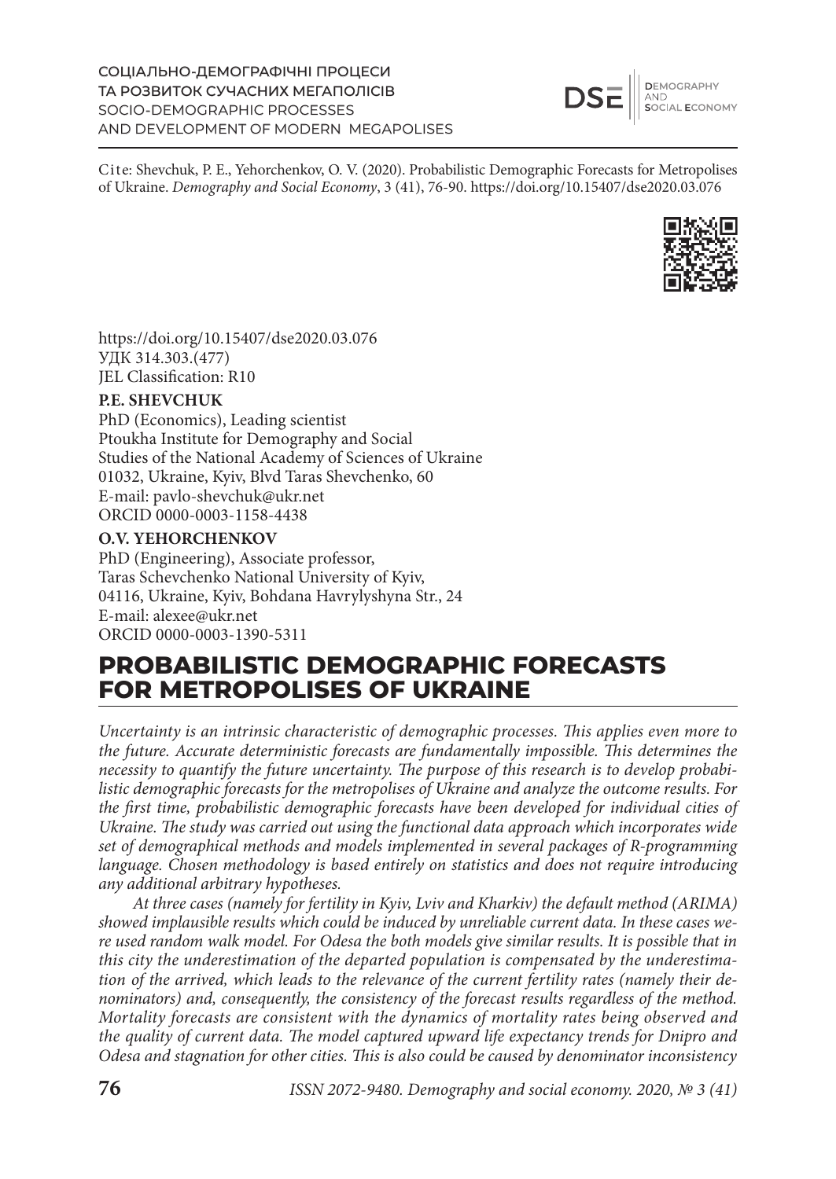Cite: Shevchuk, P. E., Yehorchenkov, O. V. (2020). Probabilistic Demographic Forecasts for Metropolises of Ukraine. *Demography and Social Economy*, 3 (41), 76-90. https://doi.org/10.15407/dse2020.03.076

https://doi.org/10.15407/dse2020.03.076
УДК 314.303.(477)
JEL Classification: R10

**P.E. SHEVCHUK**
PhD (Economics), Leading scientist
Ptoukha Institute for Demography and Social Studies of the National Academy of Sciences of Ukraine
01032, Ukraine, Kyiv, Blvd Taras Shevchenko, 60
E-mail: pavlo-shevchuk@ukr.net
ORCID 0000-0003-1158-4438

**O.V. YEHORCHENKOV**
PhD (Engineering), Associate professor,
Taras Schevchenko National University of Kyiv,
04116, Ukraine, Kyiv, Bohdana Havrylyshyna Str., 24
E-mail: alexee@ukr.net
ORCID 0000-0003-1390-5311

# PROBABILISTIC DEMOGRAPHIC FORECASTS FOR METROPOLISES OF UKRAINE

*Uncertainty is an intrinsic characteristic of demographic processes. This applies even more to the future. Accurate deterministic forecasts are fundamentally impossible. This determines the necessity to quantify the future uncertainty. The purpose of this research is to develop probabilistic demographic forecasts for the metropolises of Ukraine and analyze the outcome results. For the first time, probabilistic demographic forecasts have been developed for individual cities of Ukraine. The study was carried out using the functional data approach which incorporates wide set of demographical methods and models implemented in several packages of R-programming language. Chosen methodology is based entirely on statistics and does not require introducing any additional arbitrary hypotheses.*

*At three cases (namely for fertility in Kyiv, Lviv and Kharkiv) the default method (ARIMA) showed implausible results which could be induced by unreliable current data. In these cases were used random walk model. For Odesa the both models give similar results. It is possible that in this city the underestimation of the departed population is compensated by the underestimation of the arrived, which leads to the relevance of the current fertility rates (namely their denominators) and, consequently, the consistency of the forecast results regardless of the method. Mortality forecasts are consistent with the dynamics of mortality rates being observed and the quality of current data. The model captured upward life expectancy trends for Dnipro and Odesa and stagnation for other cities. This is also could be caused by denominator inconsistency*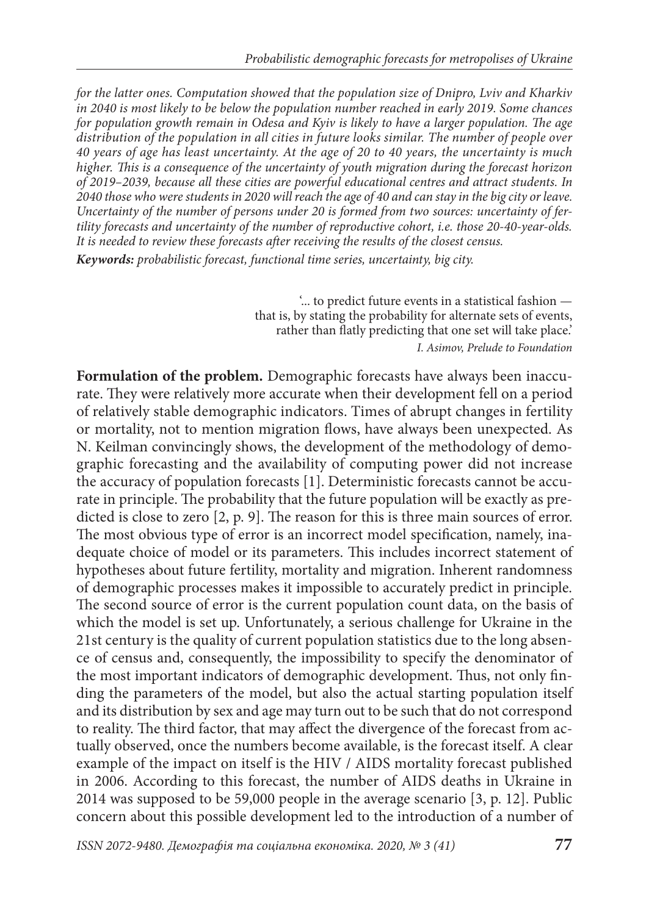*for the latter ones. Computation showed that the population size of Dnipro, Lviv and Kharkiv in 2040 is most likely to be below the population number reached in early 2019. Some chances for population growth remain in Odesa and Kyiv is likely to have a larger population. The age distribution of the population in all cities in future looks similar. The number of people over 40 years of age has least uncertainty. At the age of 20 to 40 years, the uncertainty is much higher. This is a consequence of the uncertainty of youth migration during the forecast horizon of 2019–2039, because all these cities are powerful educational centres and attract students. In 2040 those who were students in 2020 will reach the age of 40 and can stay in the big city or leave. Uncertainty of the number of persons under 20 is formed from two sources: uncertainty of fertility forecasts and uncertainty of the number of reproductive cohort, i.e. those 20-40-year-olds. It is needed to review these forecasts after receiving the results of the closest census.*

***Keywords:** probabilistic forecast, functional time series, uncertainty, big city.*

> '... to predict future events in a statistical fashion — that is, by stating the probability for alternate sets of events, rather than flatly predicting that one set will take place.'
>
> *I. Asimov, Prelude to Foundation*

**Formulation of the problem.** Demographic forecasts have always been inaccurate. They were relatively more accurate when their development fell on a period of relatively stable demographic indicators. Times of abrupt changes in fertility or mortality, not to mention migration flows, have always been unexpected. As N. Keilman convincingly shows, the development of the methodology of demographic forecasting and the availability of computing power did not increase the accuracy of population forecasts [1]. Deterministic forecasts cannot be accurate in principle. The probability that the future population will be exactly as predicted is close to zero [2, p. 9]. The reason for this is three main sources of error. The most obvious type of error is an incorrect model specification, namely, inadequate choice of model or its parameters. This includes incorrect statement of hypotheses about future fertility, mortality and migration. Inherent randomness of demographic processes makes it impossible to accurately predict in principle. The second source of error is the current population count data, on the basis of which the model is set up. Unfortunately, a serious challenge for Ukraine in the 21st century is the quality of current population statistics due to the long absence of census and, consequently, the impossibility to specify the denominator of the most important indicators of demographic development. Thus, not only finding the parameters of the model, but also the actual starting population itself and its distribution by sex and age may turn out to be such that do not correspond to reality. The third factor, that may affect the divergence of the forecast from actually observed, once the numbers become available, is the forecast itself. A clear example of the impact on itself is the HIV / AIDS mortality forecast published in 2006. According to this forecast, the number of AIDS deaths in Ukraine in 2014 was supposed to be 59,000 people in the average scenario [3, p. 12]. Public concern about this possible development led to the introduction of a number of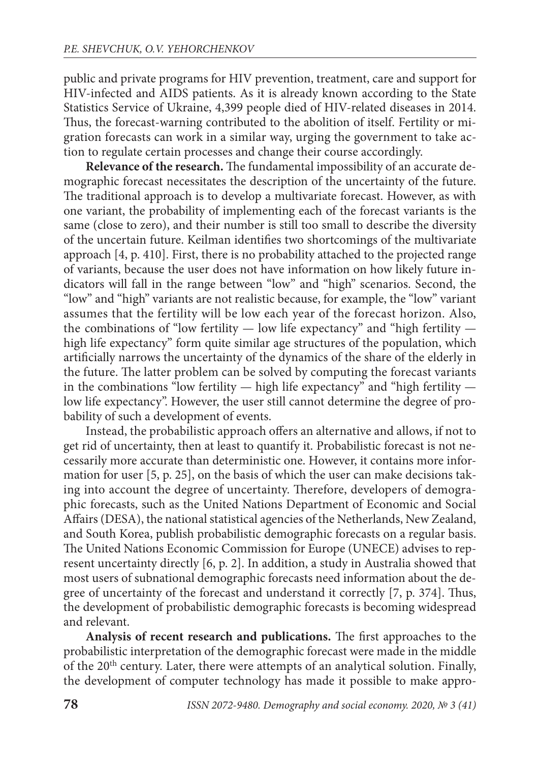public and private programs for HIV prevention, treatment, care and support for HIV-infected and AIDS patients. As it is already known according to the State Statistics Service of Ukraine, 4,399 people died of HIV-related diseases in 2014. Thus, the forecast-warning contributed to the abolition of itself. Fertility or migration forecasts can work in a similar way, urging the government to take action to regulate certain processes and change their course accordingly.

**Relevance of the research.** The fundamental impossibility of an accurate demographic forecast necessitates the description of the uncertainty of the future. The traditional approach is to develop a multivariate forecast. However, as with one variant, the probability of implementing each of the forecast variants is the same (close to zero), and their number is still too small to describe the diversity of the uncertain future. Keilman identifies two shortcomings of the multivariate approach [4, p. 410]. First, there is no probability attached to the projected range of variants, because the user does not have information on how likely future indicators will fall in the range between "low" and "high" scenarios. Second, the "low" and "high" variants are not realistic because, for example, the "low" variant assumes that the fertility will be low each year of the forecast horizon. Also, the combinations of "low fertility — low life expectancy" and "high fertility — high life expectancy" form quite similar age structures of the population, which artificially narrows the uncertainty of the dynamics of the share of the elderly in the future. The latter problem can be solved by computing the forecast variants in the combinations "low fertility — high life expectancy" and "high fertility — low life expectancy". However, the user still cannot determine the degree of probability of such a development of events.

Instead, the probabilistic approach offers an alternative and allows, if not to get rid of uncertainty, then at least to quantify it. Probabilistic forecast is not necessarily more accurate than deterministic one. However, it contains more information for user [5, p. 25], on the basis of which the user can make decisions taking into account the degree of uncertainty. Therefore, developers of demographic forecasts, such as the United Nations Department of Economic and Social Affairs (DESA), the national statistical agencies of the Netherlands, New Zealand, and South Korea, publish probabilistic demographic forecasts on a regular basis. The United Nations Economic Commission for Europe (UNECE) advises to represent uncertainty directly [6, p. 2]. In addition, a study in Australia showed that most users of subnational demographic forecasts need information about the degree of uncertainty of the forecast and understand it correctly [7, p. 374]. Thus, the development of probabilistic demographic forecasts is becoming widespread and relevant.

**Analysis of recent research and publications.** The first approaches to the probabilistic interpretation of the demographic forecast were made in the middle of the 20th century. Later, there were attempts of an analytical solution. Finally, the development of computer technology has made it possible to make appro-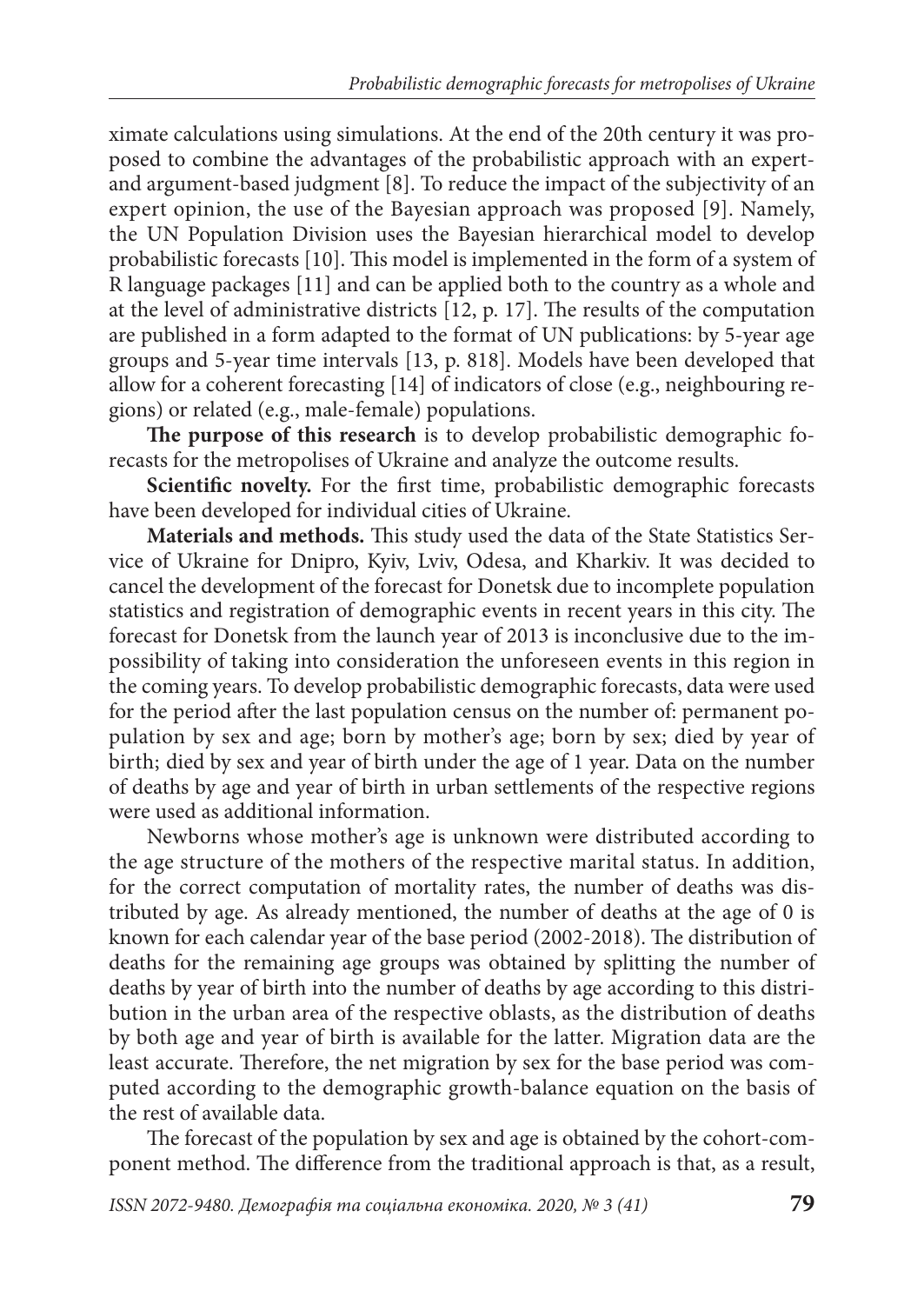ximate calculations using simulations. At the end of the 20th century it was proposed to combine the advantages of the probabilistic approach with an expert- and argument-based judgment [8]. To reduce the impact of the subjectivity of an expert opinion, the use of the Bayesian approach was proposed [9]. Namely, the UN Population Division uses the Bayesian hierarchical model to develop probabilistic forecasts [10]. This model is implemented in the form of a system of R language packages [11] and can be applied both to the country as a whole and at the level of administrative districts [12, p. 17]. The results of the computation are published in a form adapted to the format of UN publications: by 5-year age groups and 5-year time intervals [13, p. 818]. Models have been developed that allow for a coherent forecasting [14] of indicators of close (e.g., neighbouring regions) or related (e.g., male-female) populations.

**The purpose of this research** is to develop probabilistic demographic forecasts for the metropolises of Ukraine and analyze the outcome results.

**Scientific novelty.** For the first time, probabilistic demographic forecasts have been developed for individual cities of Ukraine.

**Materials and methods.** This study used the data of the State Statistics Service of Ukraine for Dnipro, Kyiv, Lviv, Odesa, and Kharkiv. It was decided to cancel the development of the forecast for Donetsk due to incomplete population statistics and registration of demographic events in recent years in this city. The forecast for Donetsk from the launch year of 2013 is inconclusive due to the impossibility of taking into consideration the unforeseen events in this region in the coming years. To develop probabilistic demographic forecasts, data were used for the period after the last population census on the number of: permanent population by sex and age; born by mother's age; born by sex; died by year of birth; died by sex and year of birth under the age of 1 year. Data on the number of deaths by age and year of birth in urban settlements of the respective regions were used as additional information.

Newborns whose mother's age is unknown were distributed according to the age structure of the mothers of the respective marital status. In addition, for the correct computation of mortality rates, the number of deaths was distributed by age. As already mentioned, the number of deaths at the age of 0 is known for each calendar year of the base period (2002-2018). The distribution of deaths for the remaining age groups was obtained by splitting the number of deaths by year of birth into the number of deaths by age according to this distribution in the urban area of the respective oblasts, as the distribution of deaths by both age and year of birth is available for the latter. Migration data are the least accurate. Therefore, the net migration by sex for the base period was computed according to the demographic growth-balance equation on the basis of the rest of available data.

The forecast of the population by sex and age is obtained by the cohort-component method. The difference from the traditional approach is that, as a result,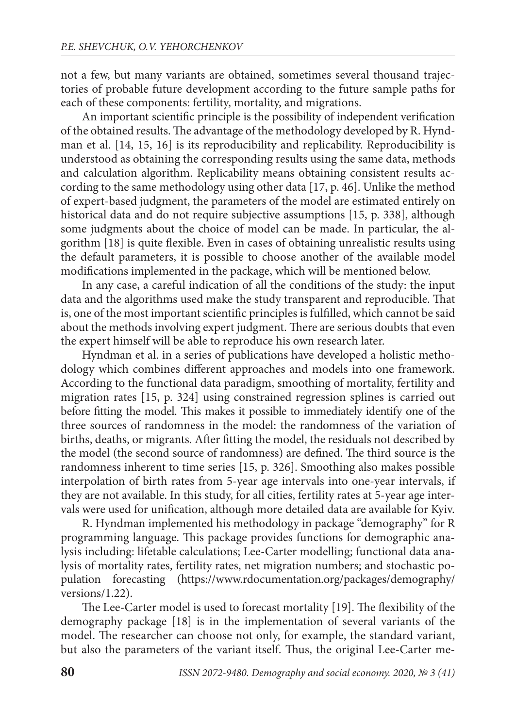not a few, but many variants are obtained, sometimes several thousand trajectories of probable future development according to the future sample paths for each of these components: fertility, mortality, and migrations.

An important scientific principle is the possibility of independent verification of the obtained results. The advantage of the methodology developed by R. Hyndman et al. [14, 15, 16] is its reproducibility and replicability. Reproducibility is understood as obtaining the corresponding results using the same data, methods and calculation algorithm. Replicability means obtaining consistent results according to the same methodology using other data [17, p. 46]. Unlike the method of expert-based judgment, the parameters of the model are estimated entirely on historical data and do not require subjective assumptions [15, p. 338], although some judgments about the choice of model can be made. In particular, the algorithm [18] is quite flexible. Even in cases of obtaining unrealistic results using the default parameters, it is possible to choose another of the available model modifications implemented in the package, which will be mentioned below.

In any case, a careful indication of all the conditions of the study: the input data and the algorithms used make the study transparent and reproducible. That is, one of the most important scientific principles is fulfilled, which cannot be said about the methods involving expert judgment. There are serious doubts that even the expert himself will be able to reproduce his own research later.

Hyndman et al. in a series of publications have developed a holistic methodology which combines different approaches and models into one framework. According to the functional data paradigm, smoothing of mortality, fertility and migration rates [15, p. 324] using constrained regression splines is carried out before fitting the model. This makes it possible to immediately identify one of the three sources of randomness in the model: the randomness of the variation of births, deaths, or migrants. After fitting the model, the residuals not described by the model (the second source of randomness) are defined. The third source is the randomness inherent to time series [15, p. 326]. Smoothing also makes possible interpolation of birth rates from 5-year age intervals into one-year intervals, if they are not available. In this study, for all cities, fertility rates at 5-year age intervals were used for unification, although more detailed data are available for Kyiv.

R. Hyndman implemented his methodology in package "demography" for R programming language. This package provides functions for demographic analysis including: lifetable calculations; Lee-Carter modelling; functional data analysis of mortality rates, fertility rates, net migration numbers; and stochastic population forecasting (https://www.rdocumentation.org/packages/demography/versions/1.22).

The Lee-Carter model is used to forecast mortality [19]. The flexibility of the demography package [18] is in the implementation of several variants of the model. The researcher can choose not only, for example, the standard variant, but also the parameters of the variant itself. Thus, the original Lee-Carter me-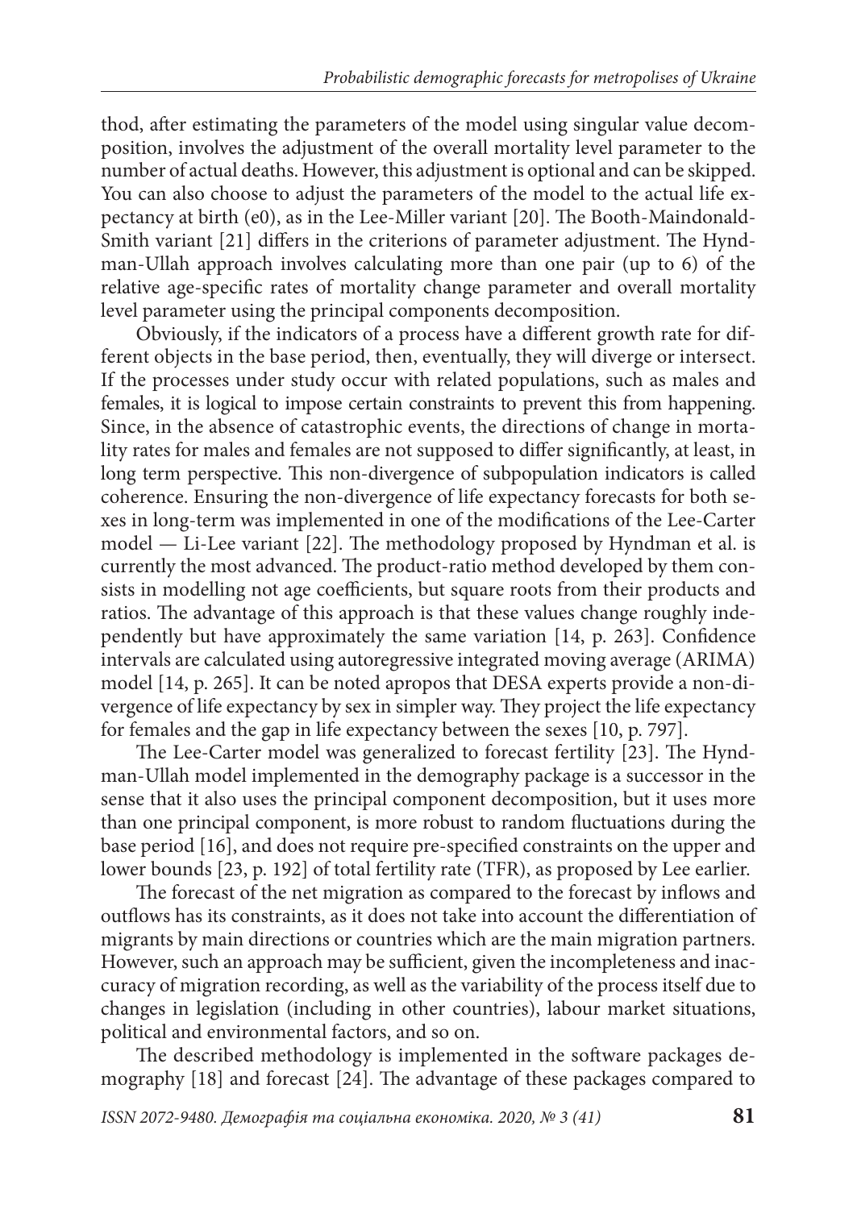thod, after estimating the parameters of the model using singular value decomposition, involves the adjustment of the overall mortality level parameter to the number of actual deaths. However, this adjustment is optional and can be skipped. You can also choose to adjust the parameters of the model to the actual life expectancy at birth (e0), as in the Lee-Miller variant [20]. The Booth-Maindonald-Smith variant [21] differs in the criterions of parameter adjustment. The Hyndman-Ullah approach involves calculating more than one pair (up to 6) of the relative age-specific rates of mortality change parameter and overall mortality level parameter using the principal components decomposition.

Obviously, if the indicators of a process have a different growth rate for different objects in the base period, then, eventually, they will diverge or intersect. If the processes under study occur with related populations, such as males and females, it is logical to impose certain constraints to prevent this from happening. Since, in the absence of catastrophic events, the directions of change in mortality rates for males and females are not supposed to differ significantly, at least, in long term perspective. This non-divergence of subpopulation indicators is called coherence. Ensuring the non-divergence of life expectancy forecasts for both sexes in long-term was implemented in one of the modifications of the Lee-Carter model — Li-Lee variant [22]. The methodology proposed by Hyndman et al. is currently the most advanced. The product-ratio method developed by them consists in modelling not age coefficients, but square roots from their products and ratios. The advantage of this approach is that these values change roughly independently but have approximately the same variation [14, p. 263]. Confidence intervals are calculated using autoregressive integrated moving average (ARIMA) model [14, p. 265]. It can be noted apropos that DESA experts provide a non-divergence of life expectancy by sex in simpler way. They project the life expectancy for females and the gap in life expectancy between the sexes [10, p. 797].

The Lee-Carter model was generalized to forecast fertility [23]. The Hyndman-Ullah model implemented in the demography package is a successor in the sense that it also uses the principal component decomposition, but it uses more than one principal component, is more robust to random fluctuations during the base period [16], and does not require pre-specified constraints on the upper and lower bounds [23, p. 192] of total fertility rate (TFR), as proposed by Lee earlier.

The forecast of the net migration as compared to the forecast by inflows and outflows has its constraints, as it does not take into account the differentiation of migrants by main directions or countries which are the main migration partners. However, such an approach may be sufficient, given the incompleteness and inaccuracy of migration recording, as well as the variability of the process itself due to changes in legislation (including in other countries), labour market situations, political and environmental factors, and so on.

The described methodology is implemented in the software packages demography [18] and forecast [24]. The advantage of these packages compared to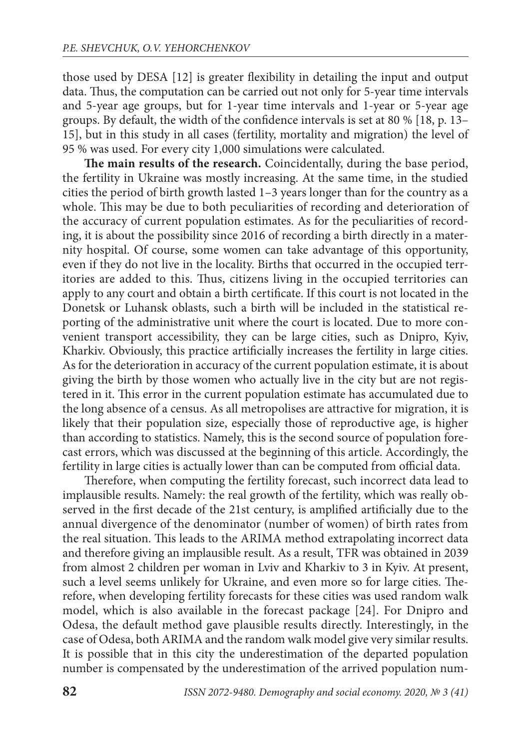those used by DESA [12] is greater flexibility in detailing the input and output data. Thus, the computation can be carried out not only for 5-year time intervals and 5-year age groups, but for 1-year time intervals and 1-year or 5-year age groups. By default, the width of the confidence intervals is set at 80 % [18, p. 13–15], but in this study in all cases (fertility, mortality and migration) the level of 95 % was used. For every city 1,000 simulations were calculated.

**The main results of the research.** Coincidentally, during the base period, the fertility in Ukraine was mostly increasing. At the same time, in the studied cities the period of birth growth lasted 1–3 years longer than for the country as a whole. This may be due to both peculiarities of recording and deterioration of the accuracy of current population estimates. As for the peculiarities of recording, it is about the possibility since 2016 of recording a birth directly in a maternity hospital. Of course, some women can take advantage of this opportunity, even if they do not live in the locality. Births that occurred in the occupied territories are added to this. Thus, citizens living in the occupied territories can apply to any court and obtain a birth certificate. If this court is not located in the Donetsk or Luhansk oblasts, such a birth will be included in the statistical reporting of the administrative unit where the court is located. Due to more convenient transport accessibility, they can be large cities, such as Dnipro, Kyiv, Kharkiv. Obviously, this practice artificially increases the fertility in large cities. As for the deterioration in accuracy of the current population estimate, it is about giving the birth by those women who actually live in the city but are not registered in it. This error in the current population estimate has accumulated due to the long absence of a census. As all metropolises are attractive for migration, it is likely that their population size, especially those of reproductive age, is higher than according to statistics. Namely, this is the second source of population forecast errors, which was discussed at the beginning of this article. Accordingly, the fertility in large cities is actually lower than can be computed from official data.

Therefore, when computing the fertility forecast, such incorrect data lead to implausible results. Namely: the real growth of the fertility, which was really observed in the first decade of the 21st century, is amplified artificially due to the annual divergence of the denominator (number of women) of birth rates from the real situation. This leads to the ARIMA method extrapolating incorrect data and therefore giving an implausible result. As a result, TFR was obtained in 2039 from almost 2 children per woman in Lviv and Kharkiv to 3 in Kyiv. At present, such a level seems unlikely for Ukraine, and even more so for large cities. Therefore, when developing fertility forecasts for these cities was used random walk model, which is also available in the forecast package [24]. For Dnipro and Odesa, the default method gave plausible results directly. Interestingly, in the case of Odesa, both ARIMA and the random walk model give very similar results. It is possible that in this city the underestimation of the departed population number is compensated by the underestimation of the arrived population num-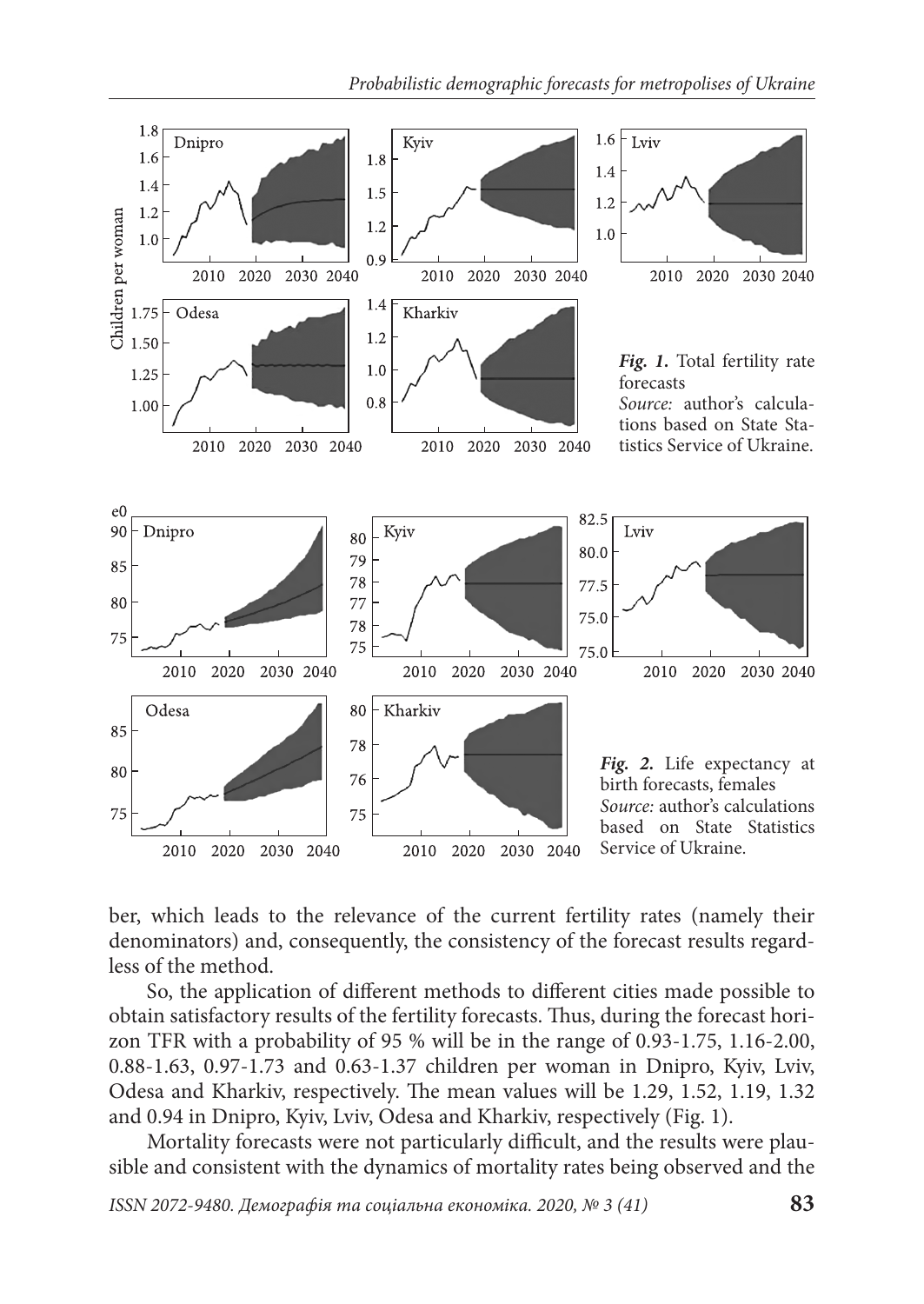Children per woman

Dnipro
1.8
1.6
1.4
1.2
1.0
2010 2020 2030 2040

Kyiv
1.8
1.5
1.2
0.9
2010 2020 2030 2040

Lviv
1.6
1.4
1.2
1.0
2010 2020 2030 2040

Odesa
1.75
1.50
1.25
1.00
2010 2020 2030 2040

Kharkiv
1.4
1.2
1.0
0.8
2010 2020 2030 2040

***Fig. 1.*** Total fertility rate forecasts
*Source:* author's calculations based on State Statistics Service of Ukraine.

e0

Dnipro
90
85
80
75
2010 2020 2030 2040

Kyiv
80
79
78
77
78
75
2010 2020 2030 2040

Lviv
82.5
80.0
77.5
75.0
75.0
2010 2020 2030 2040

Odesa
85
80
75
2010 2020 2030 2040

Kharkiv
80
78
76
75
2010 2020 2030 2040

***Fig. 2.*** Life expectancy at birth forecasts, females
*Source:* author's calculations based on State Statistics Service of Ukraine.

ber, which leads to the relevance of the current fertility rates (namely their denominators) and, consequently, the consistency of the forecast results regardless of the method.

So, the application of different methods to different cities made possible to obtain satisfactory results of the fertility forecasts. Thus, during the forecast horizon TFR with a probability of 95 % will be in the range of 0.93-1.75, 1.16-2.00, 0.88-1.63, 0.97-1.73 and 0.63-1.37 children per woman in Dnipro, Kyiv, Lviv, Odesa and Kharkiv, respectively. The mean values will be 1.29, 1.52, 1.19, 1.32 and 0.94 in Dnipro, Kyiv, Lviv, Odesa and Kharkiv, respectively (Fig. 1).

Mortality forecasts were not particularly difficult, and the results were plausible and consistent with the dynamics of mortality rates being observed and the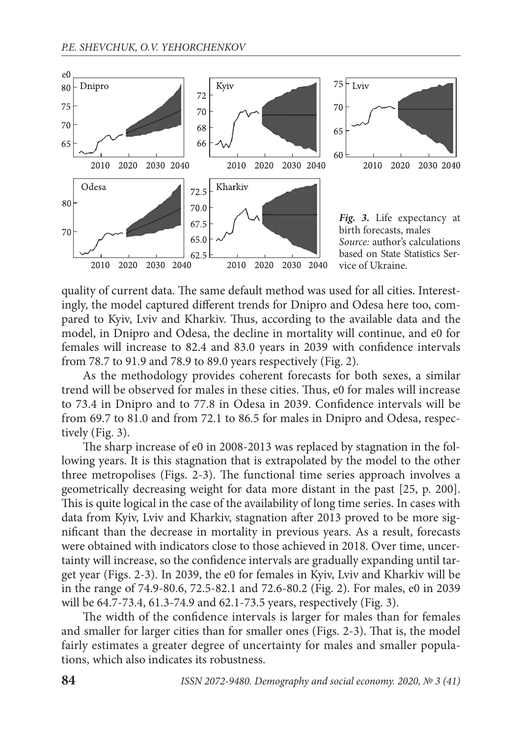e0

Dnipro

80
75
70
65

2010 2020 2030 2040

Kyiv

72
70
68
66

2010 2020 2030 2040

75
70
65
60

Lviv

2010 2020 2030 2040

Odesa

80
70

2010 2020 2030 2040

Kharkiv

72.5
70.0
67.5
65.0
62.5

2010 2020 2030 2040

***Fig. 3.*** Life expectancy at birth forecasts, males
*Source:* author's calculations based on State Statistics Service of Ukraine.

quality of current data. The same default method was used for all cities. Interestingly, the model captured different trends for Dnipro and Odesa here too, compared to Kyiv, Lviv and Kharkiv. Thus, according to the available data and the model, in Dnipro and Odesa, the decline in mortality will continue, and e0 for females will increase to 82.4 and 83.0 years in 2039 with confidence intervals from 78.7 to 91.9 and 78.9 to 89.0 years respectively (Fig. 2).

As the methodology provides coherent forecasts for both sexes, a similar trend will be observed for males in these cities. Thus, e0 for males will increase to 73.4 in Dnipro and to 77.8 in Odesa in 2039. Confidence intervals will be from 69.7 to 81.0 and from 72.1 to 86.5 for males in Dnipro and Odesa, respectively (Fig. 3).

The sharp increase of e0 in 2008-2013 was replaced by stagnation in the following years. It is this stagnation that is extrapolated by the model to the other three metropolises (Figs. 2-3). The functional time series approach involves a geometrically decreasing weight for data more distant in the past [25, p. 200]. This is quite logical in the case of the availability of long time series. In cases with data from Kyiv, Lviv and Kharkiv, stagnation after 2013 proved to be more significant than the decrease in mortality in previous years. As a result, forecasts were obtained with indicators close to those achieved in 2018. Over time, uncertainty will increase, so the confidence intervals are gradually expanding until target year (Figs. 2-3). In 2039, the e0 for females in Kyiv, Lviv and Kharkiv will be in the range of 74.9-80.6, 72.5-82.1 and 72.6-80.2 (Fig. 2). For males, e0 in 2039 will be 64.7-73.4, 61.3-74.9 and 62.1-73.5 years, respectively (Fig. 3).

The width of the confidence intervals is larger for males than for females and smaller for larger cities than for smaller ones (Figs. 2-3). That is, the model fairly estimates a greater degree of uncertainty for males and smaller populations, which also indicates its robustness.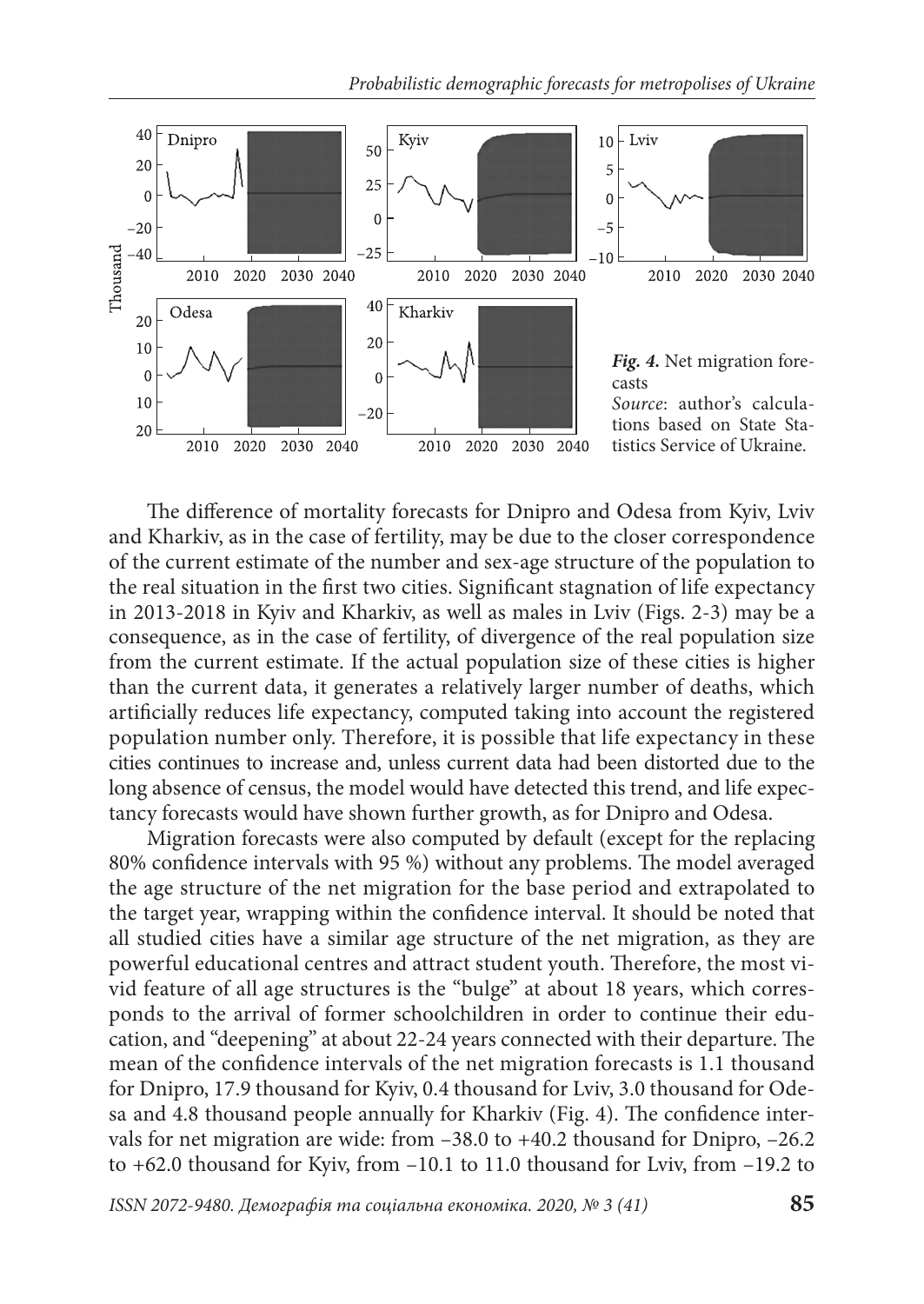Thousand

Dnipro

40
20
0
−20
−40

2010 2020 2030 2040

Kyiv

50
25
0
−25

2010 2020 2030 2040

Lviv

10
5
0
−5
−10

2010 2020 2030 2040

Odesa

20
10
0
10
20

2010 2020 2030 2040

Kharkiv

40
20
0
−20

2010 2020 2030 2040

***Fig. 4.*** Net migration forecasts
*Source*: author's calculations based on State Statistics Service of Ukraine.

The difference of mortality forecasts for Dnipro and Odesa from Kyiv, Lviv and Kharkiv, as in the case of fertility, may be due to the closer correspondence of the current estimate of the number and sex-age structure of the population to the real situation in the first two cities. Significant stagnation of life expectancy in 2013-2018 in Kyiv and Kharkiv, as well as males in Lviv (Figs. 2-3) may be a consequence, as in the case of fertility, of divergence of the real population size from the current estimate. If the actual population size of these cities is higher than the current data, it generates a relatively larger number of deaths, which artificially reduces life expectancy, computed taking into account the registered population number only. Therefore, it is possible that life expectancy in these cities continues to increase and, unless current data had been distorted due to the long absence of census, the model would have detected this trend, and life expectancy forecasts would have shown further growth, as for Dnipro and Odesa.

Migration forecasts were also computed by default (except for the replacing 80% confidence intervals with 95 %) without any problems. The model averaged the age structure of the net migration for the base period and extrapolated to the target year, wrapping within the confidence interval. It should be noted that all studied cities have a similar age structure of the net migration, as they are powerful educational centres and attract student youth. Therefore, the most vivid feature of all age structures is the "bulge" at about 18 years, which corresponds to the arrival of former schoolchildren in order to continue their education, and "deepening" at about 22-24 years connected with their departure. The mean of the confidence intervals of the net migration forecasts is 1.1 thousand for Dnipro, 17.9 thousand for Kyiv, 0.4 thousand for Lviv, 3.0 thousand for Odesa and 4.8 thousand people annually for Kharkiv (Fig. 4). The confidence intervals for net migration are wide: from −38.0 to +40.2 thousand for Dnipro, −26.2 to +62.0 thousand for Kyiv, from −10.1 to 11.0 thousand for Lviv, from −19.2 to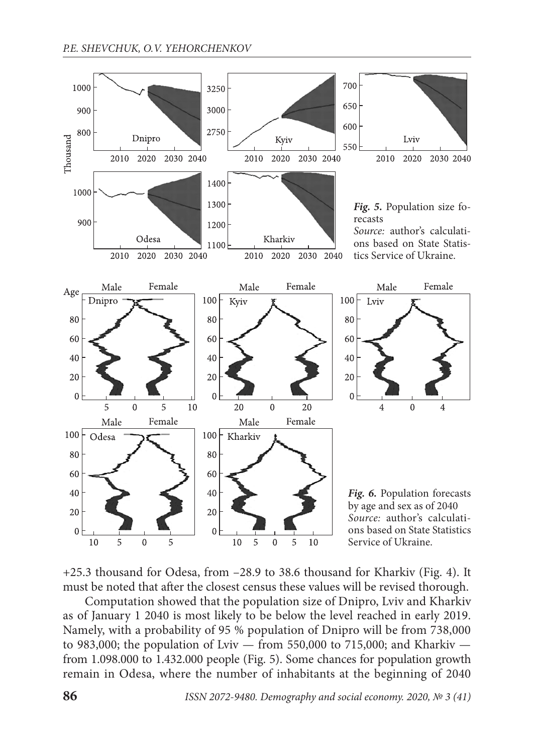Thousand

1000
900
800
Dnipro
2010 2020 2030 2040

3250
3000
2750
Kyiv
2010 2020 2030 2040

700
650
600
550
Lviv
2010 2020 2030 2040

1000
900
Odesa
2010 2020 2030 2040

1400
1300
1200
1100
Kharkiv
2010 2020 2030 2040

***Fig. 5.*** Population size forecasts
*Source:* author's calculations based on State Statistics Service of Ukraine.

Age
Male Female
Dnipro
100
80
60
40
20
0
5 0 5 10

Male Female
Kyiv
100
80
60
40
20
0
20 0 20

Male Female
Lviv
100
80
60
40
20
0
4 0 4

Male Female
Odesa
100
80
60
40
20
0
10 5 0 5

Male Female
Kharkiv
100
80
60
40
20
0
10 5 0 5 10

***Fig. 6.*** Population forecasts by age and sex as of 2040
*Source:* author's calculations based on State Statistics Service of Ukraine.

+25.3 thousand for Odesa, from –28.9 to 38.6 thousand for Kharkiv (Fig. 4). It must be noted that after the closest census these values will be revised thorough.

Computation showed that the population size of Dnipro, Lviv and Kharkiv as of January 1 2040 is most likely to be below the level reached in early 2019. Namely, with a probability of 95 % population of Dnipro will be from 738,000 to 983,000; the population of Lviv — from 550,000 to 715,000; and Kharkiv — from 1.098.000 to 1.432.000 people (Fig. 5). Some chances for population growth remain in Odesa, where the number of inhabitants at the beginning of 2040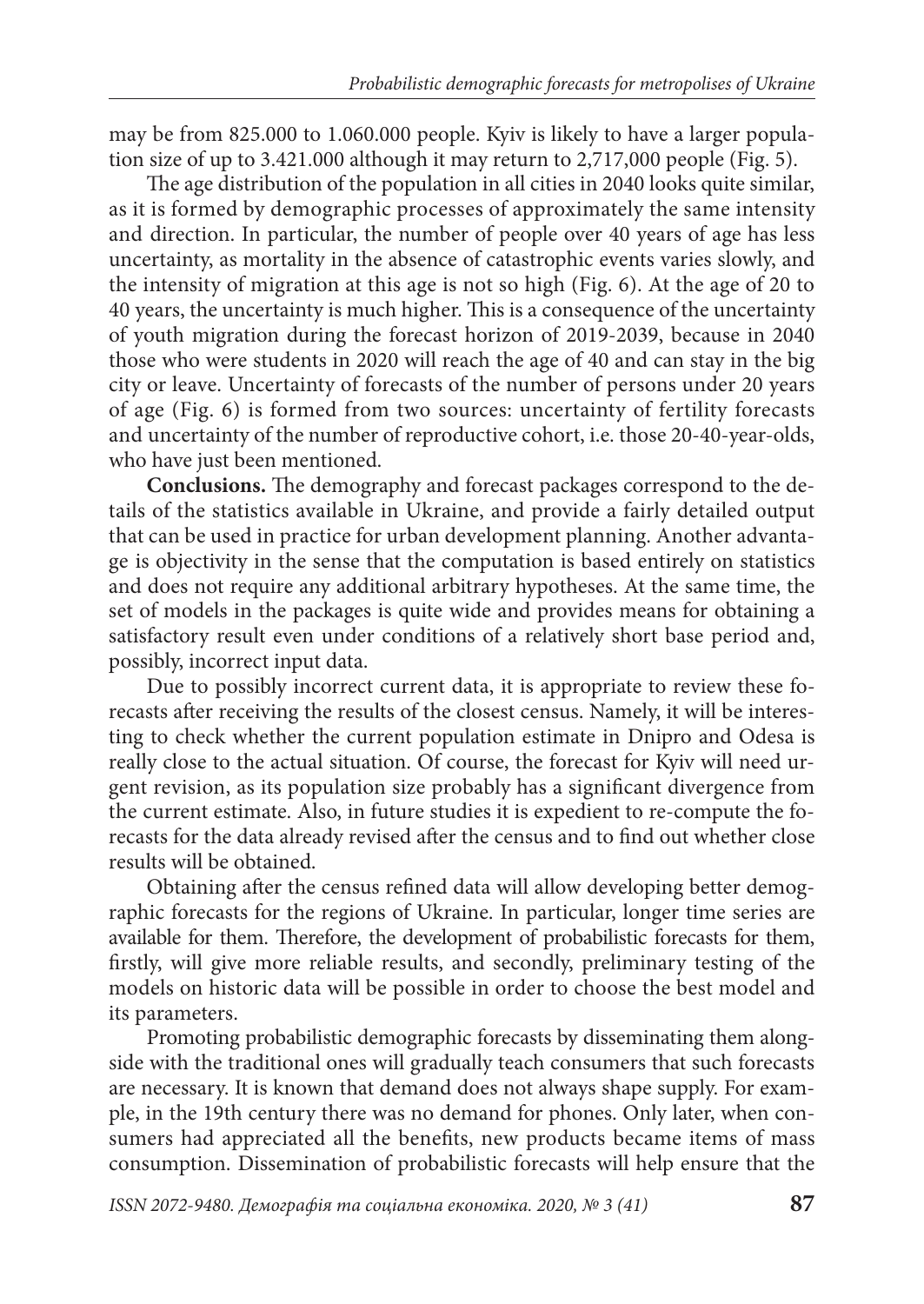may be from 825.000 to 1.060.000 people. Kyiv is likely to have a larger population size of up to 3.421.000 although it may return to 2,717,000 people (Fig. 5).

The age distribution of the population in all cities in 2040 looks quite similar, as it is formed by demographic processes of approximately the same intensity and direction. In particular, the number of people over 40 years of age has less uncertainty, as mortality in the absence of catastrophic events varies slowly, and the intensity of migration at this age is not so high (Fig. 6). At the age of 20 to 40 years, the uncertainty is much higher. This is a consequence of the uncertainty of youth migration during the forecast horizon of 2019-2039, because in 2040 those who were students in 2020 will reach the age of 40 and can stay in the big city or leave. Uncertainty of forecasts of the number of persons under 20 years of age (Fig. 6) is formed from two sources: uncertainty of fertility forecasts and uncertainty of the number of reproductive cohort, i.e. those 20-40-year-olds, who have just been mentioned.

**Conclusions.** The demography and forecast packages correspond to the details of the statistics available in Ukraine, and provide a fairly detailed output that can be used in practice for urban development planning. Another advantage is objectivity in the sense that the computation is based entirely on statistics and does not require any additional arbitrary hypotheses. At the same time, the set of models in the packages is quite wide and provides means for obtaining a satisfactory result even under conditions of a relatively short base period and, possibly, incorrect input data.

Due to possibly incorrect current data, it is appropriate to review these forecasts after receiving the results of the closest census. Namely, it will be interesting to check whether the current population estimate in Dnipro and Odesa is really close to the actual situation. Of course, the forecast for Kyiv will need urgent revision, as its population size probably has a significant divergence from the current estimate. Also, in future studies it is expedient to re-compute the forecasts for the data already revised after the census and to find out whether close results will be obtained.

Obtaining after the census refined data will allow developing better demographic forecasts for the regions of Ukraine. In particular, longer time series are available for them. Therefore, the development of probabilistic forecasts for them, firstly, will give more reliable results, and secondly, preliminary testing of the models on historic data will be possible in order to choose the best model and its parameters.

Promoting probabilistic demographic forecasts by disseminating them alongside with the traditional ones will gradually teach consumers that such forecasts are necessary. It is known that demand does not always shape supply. For example, in the 19th century there was no demand for phones. Only later, when consumers had appreciated all the benefits, new products became items of mass consumption. Dissemination of probabilistic forecasts will help ensure that the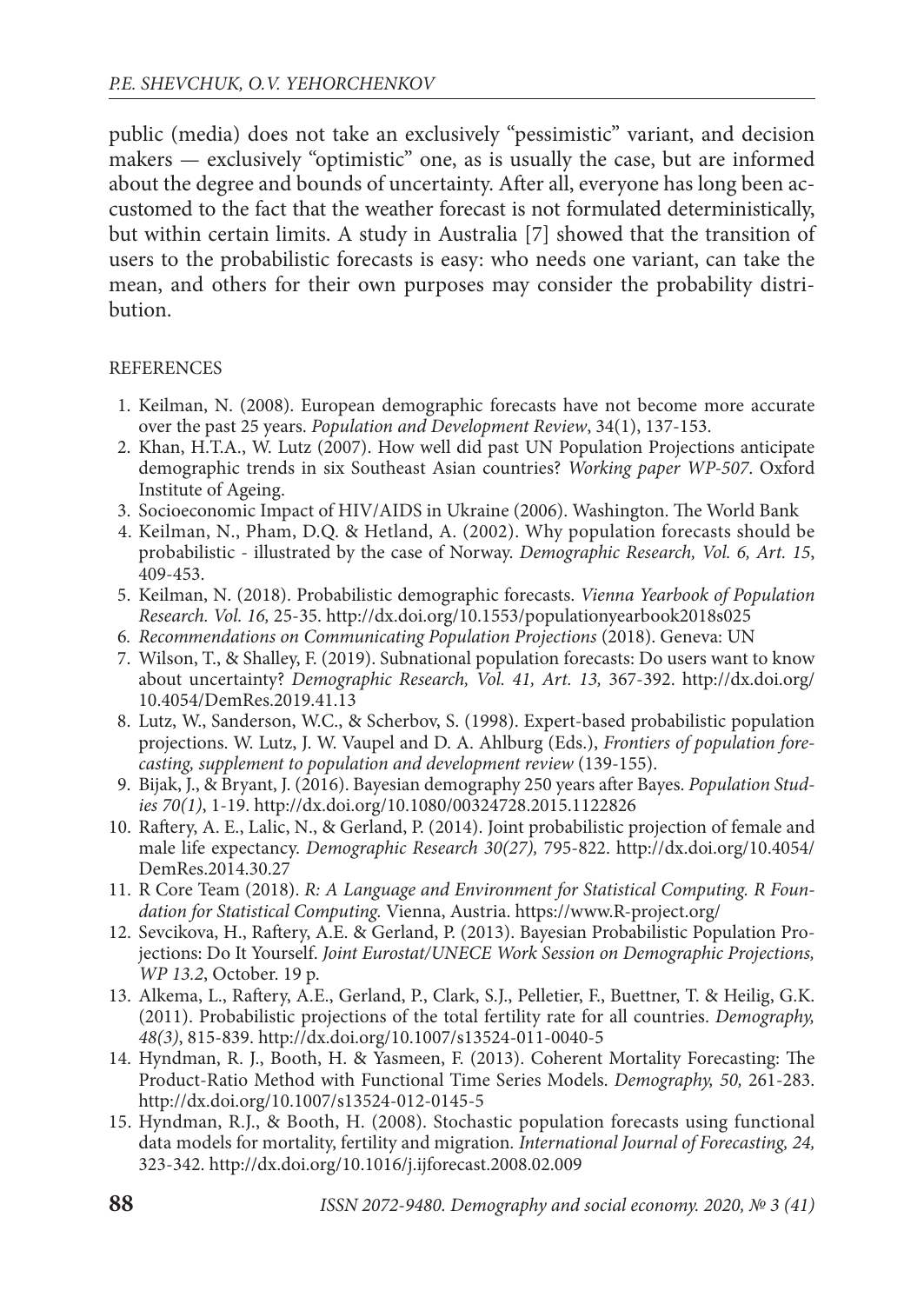public (media) does not take an exclusively "pessimistic" variant, and decision makers — exclusively "optimistic" one, as is usually the case, but are informed about the degree and bounds of uncertainty. After all, everyone has long been accustomed to the fact that the weather forecast is not formulated deterministically, but within certain limits. A study in Australia [7] showed that the transition of users to the probabilistic forecasts is easy: who needs one variant, can take the mean, and others for their own purposes may consider the probability distribution.

REFERENCES

1. Keilman, N. (2008). European demographic forecasts have not become more accurate over the past 25 years. *Population and Development Review*, 34(1), 137-153.
2. Khan, H.T.A., W. Lutz (2007). How well did past UN Population Projections anticipate demographic trends in six Southeast Asian countries? *Working paper WP-507*. Oxford Institute of Ageing.
3. Socioeconomic Impact of HIV/AIDS in Ukraine (2006). Washington. The World Bank
4. Keilman, N., Pham, D.Q. & Hetland, A. (2002). Why population forecasts should be probabilistic - illustrated by the case of Norway. *Demographic Research, Vol. 6, Art. 15*, 409-453.
5. Keilman, N. (2018). Probabilistic demographic forecasts. *Vienna Yearbook of Population Research. Vol. 16,* 25-35. http://dx.doi.org/10.1553/populationyearbook2018s025
6. *Recommendations on Communicating Population Projections* (2018). Geneva: UN
7. Wilson, T., & Shalley, F. (2019). Subnational population forecasts: Do users want to know about uncertainty? *Demographic Research, Vol. 41, Art. 13,* 367-392. http://dx.doi.org/10.4054/DemRes.2019.41.13
8. Lutz, W., Sanderson, W.C., & Scherbov, S. (1998). Expert-based probabilistic population projections. W. Lutz, J. W. Vaupel and D. A. Ahlburg (Eds.), *Frontiers of population forecasting, supplement to population and development review* (139-155).
9. Bijak, J., & Bryant, J. (2016). Bayesian demography 250 years after Bayes. *Population Studies 70(1)*, 1-19. http://dx.doi.org/10.1080/00324728.2015.1122826
10. Raftery, A. E., Lalic, N., & Gerland, P. (2014). Joint probabilistic projection of female and male life expectancy. *Demographic Research 30(27),* 795-822. http://dx.doi.org/10.4054/DemRes.2014.30.27
11. R Core Team (2018). *R: A Language and Environment for Statistical Computing. R Foundation for Statistical Computing.* Vienna, Austria. https://www.R-project.org/
12. Sevcikova, H., Raftery, A.E. & Gerland, P. (2013). Bayesian Probabilistic Population Projections: Do It Yourself. *Joint Eurostat/UNECE Work Session on Demographic Projections, WP 13.2*, October. 19 p.
13. Alkema, L., Raftery, A.E., Gerland, P., Clark, S.J., Pelletier, F., Buettner, T. & Heilig, G.K. (2011). Probabilistic projections of the total fertility rate for all countries. *Demography, 48(3)*, 815-839. http://dx.doi.org/10.1007/s13524-011-0040-5
14. Hyndman, R. J., Booth, H. & Yasmeen, F. (2013). Coherent Mortality Forecasting: The Product-Ratio Method with Functional Time Series Models. *Demography, 50,* 261-283. http://dx.doi.org/10.1007/s13524-012-0145-5
15. Hyndman, R.J., & Booth, H. (2008). Stochastic population forecasts using functional data models for mortality, fertility and migration. *International Journal of Forecasting, 24,* 323-342. http://dx.doi.org/10.1016/j.ijforecast.2008.02.009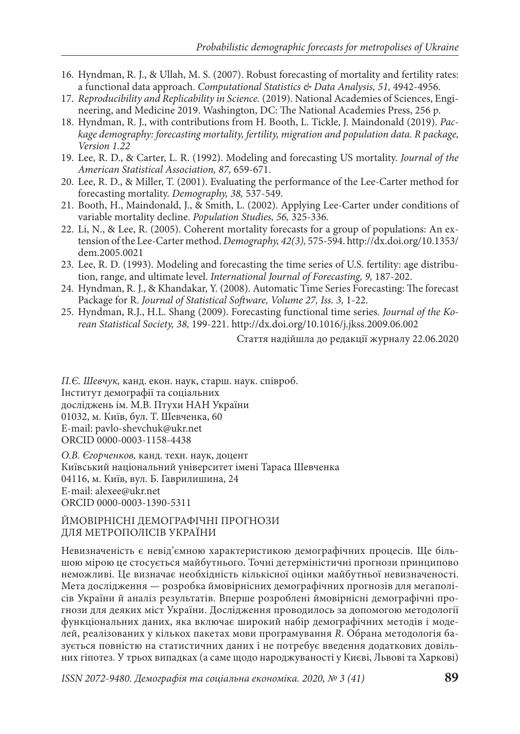16. Hyndman, R. J., & Ullah, M. S. (2007). Robust forecasting of mortality and fertility rates: a functional data approach. *Computational Statistics & Data Analysis, 51,* 4942-4956.
17. *Reproducibility and Replicability in Science.* (2019). National Academies of Sciences, Engineering, and Medicine 2019. Washington, DC: The National Academies Press, 256 p.
18. Hyndman, R. J., with contributions from H. Booth, L. Tickle, J. Maindonald (2019). *Package demography: forecasting mortality, fertility, migration and population data. R package, Version 1.22*
19. Lee, R. D., & Carter, L. R. (1992). Modeling and forecasting US mortality. *Journal of the American Statistical Association, 87,* 659-671.
20. Lee, R. D., & Miller, T. (2001). Evaluating the performance of the Lee-Carter method for forecasting mortality. *Demography, 38,* 537-549.
21. Booth, H., Maindonald, J., & Smith, L. (2002). Applying Lee-Carter under conditions of variable mortality decline. *Population Studies, 56,* 325-336.
22. Li, N., & Lee, R. (2005). Coherent mortality forecasts for a group of populations: An extension of the Lee-Carter method. *Demography, 42(3),* 575-594. http://dx.doi.org/10.1353/dem.2005.0021
23. Lee, R. D. (1993). Modeling and forecasting the time series of U.S. fertility: age distribution, range, and ultimate level. *International Journal of Forecasting, 9,* 187-202.
24. Hyndman, R. J., & Khandakar, Y. (2008). Automatic Time Series Forecasting: The forecast Package for R. *Journal of Statistical Software, Volume 27, Iss. 3,* 1-22.
25. Hyndman, R.J., H.L. Shang (2009). Forecasting functional time series. *Journal of the Korean Statistical Society, 38,* 199-221. http://dx.doi.org/10.1016/j.jkss.2009.06.002

Стаття надійшла до редакції журналу 22.06.2020

*П.Є. Шевчук,* канд. екон. наук, старш. наук. співроб.
Інститут демографії та соціальних
досліджень ім. М.В. Птухи НАН України
01032, м. Київ, бул. Т. Шевченка, 60
E-mail: pavlo-shevchuk@ukr.net
ORCID 0000-0003-1158-4438

*О.В. Єгорченков,* канд. техн. наук, доцент
Київський національний університет імені Тараса Шевченка
04116, м. Київ, вул. Б. Гаврилишина, 24
E-mail: alexee@ukr.net
ORCID 0000-0003-1390-5311

ЙМОВІРНІСНІ ДЕМОГРАФІЧНІ ПРОГНОЗИ
ДЛЯ МЕТРОПОЛІСІВ УКРАЇНИ

Невизначеність є невід'ємною характеристикою демографічних процесів. Ще більшою мірою це стосується майбутнього. Точні детерміністичні прогнози принципово неможливі. Це визначає необхідність кількісної оцінки майбутньої невизначеності. Мета дослідження — розробка ймовірнісних демографічних прогнозів для мегаполісів України й аналіз результатів. Вперше розроблені ймовірнісні демографічні прогнози для деяких міст України. Дослідження проводилось за допомогою методології функціональних даних, яка включає широкий набір демографічних методів і моделей, реалізованих у кількох пакетах мови програмування *R*. Обрана методологія базується повністю на статистичних даних і не потребує введення додаткових довільних гіпотез. У трьох випадках (а саме щодо народжуваності у Києві, Львові та Харкові)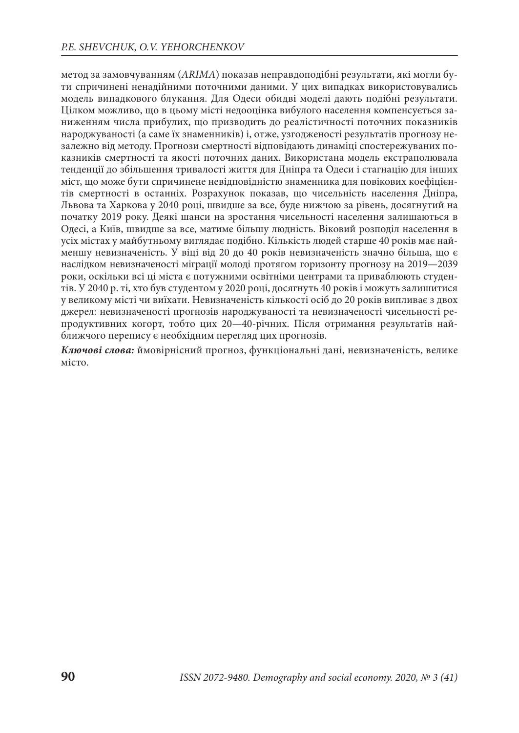метод за замовчуванням (*ARIMA*) показав неправдоподібні результати, які могли бути спричинені ненадійними поточними даними. У цих випадках використовувались модель випадкового блукання. Для Одеси обидві моделі дають подібні результати. Цілком можливо, що в цьому місті недооцінка вибулого населення компенсується заниженням числа прибулих, що призводить до реалістичності поточних показників народжуваності (а саме їх знаменників) і, отже, узгодженості результатів прогнозу незалежно від методу. Прогнози смертності відповідають динаміці спостережуваних показників смертності та якості поточних даних. Використана модель екстраполювала тенденції до збільшення тривалості життя для Дніпра та Одеси і стагнацію для інших міст, що може бути спричинене невідповідністю знаменника для повікових коефіцієнтів смертності в останніх. Розрахунок показав, що чисельність населення Дніпра, Львова та Харкова у 2040 році, швидше за все, буде нижчою за рівень, досягнутий на початку 2019 року. Деякі шанси на зростання чисельності населення залишаються в Одесі, а Київ, швидше за все, матиме більшу людність. Віковий розподіл населення в усіх містах у майбутньому виглядає подібно. Кількість людей старше 40 років має найменшу невизначеність. У віці від 20 до 40 років невизначеність значно більша, що є наслідком невизначеності міграції молоді протягом горизонту прогнозу на 2019—2039 роки, оскільки всі ці міста є потужними освітніми центрами та приваблюють студентів. У 2040 р. ті, хто був студентом у 2020 році, досягнуть 40 років і можуть залишитися у великому місті чи виїхати. Невизначеність кількості осіб до 20 років випливає з двох джерел: невизначеності прогнозів народжуваності та невизначеності чисельності репродуктивних когорт, тобто цих 20—40-річних. Після отримання результатів найближчого перепису є необхідним перегляд цих прогнозів.

***Ключові слова:*** ймовірнісний прогноз, функціональні дані, невизначеність, велике місто.